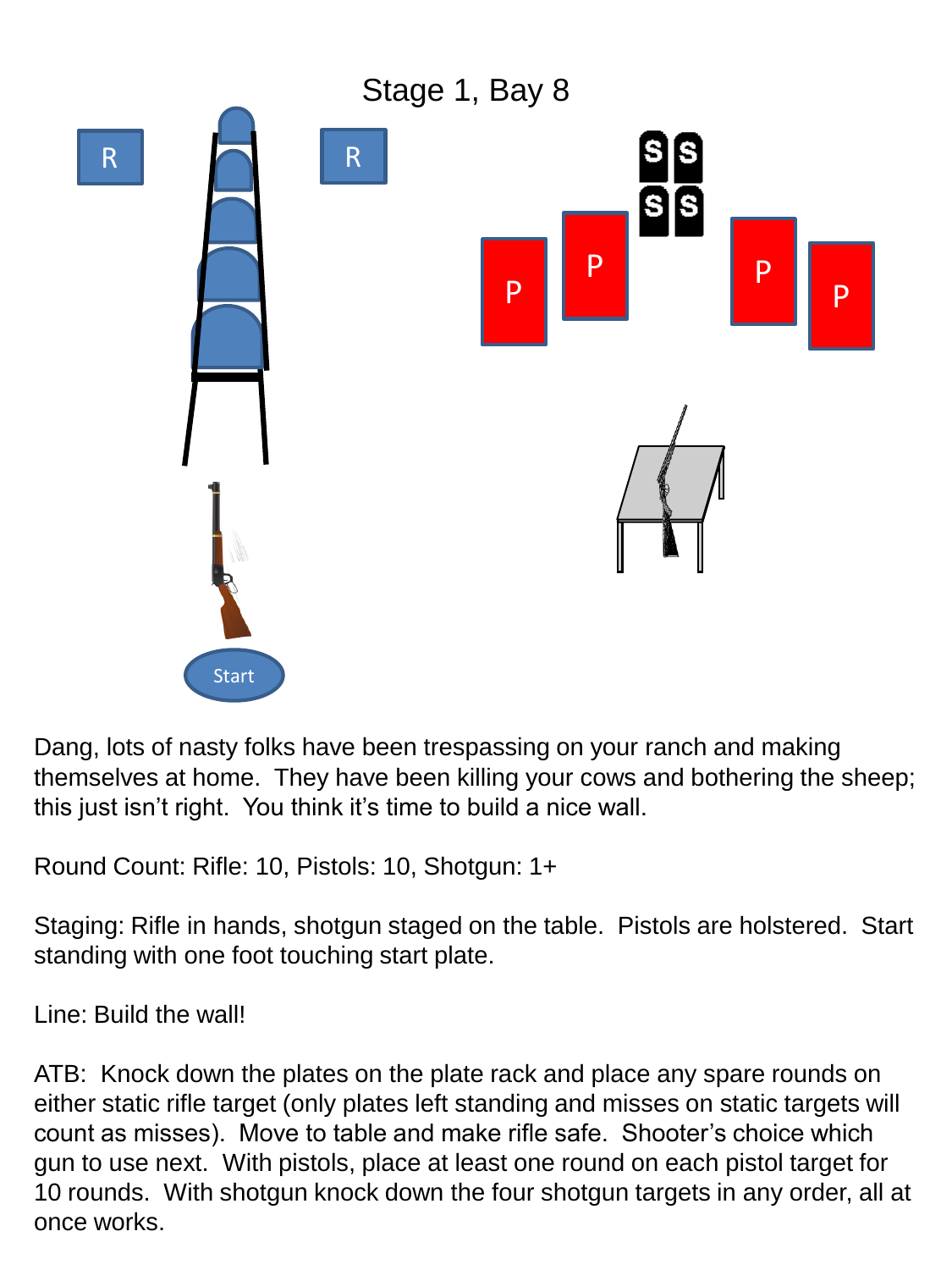# Stage 1, Bay 8

Dang, lots of nasty folks have been trespassing on your ranch and making themselves at home. They have been killing your cows and bothering the sheep; this just isn't right. You think it's time to build a nice wall.

Round Count: Rifle: 10, Pistols: 10, Shotgun: 1+

Staging: Rifle in hands, shotgun staged on the table. Pistols are holstered. Start standing with one foot touching start plate.

Line: Build the wall!

ATB: Knock down the plates on the plate rack and place any spare rounds on either static rifle target (only plates left standing and misses on static targets will count as misses). Move to table and make rifle safe. Shooter's choice which gun to use next. With pistols, place at least one round on each pistol target for 10 rounds. With shotgun knock down the four shotgun targets in any order, all at once works.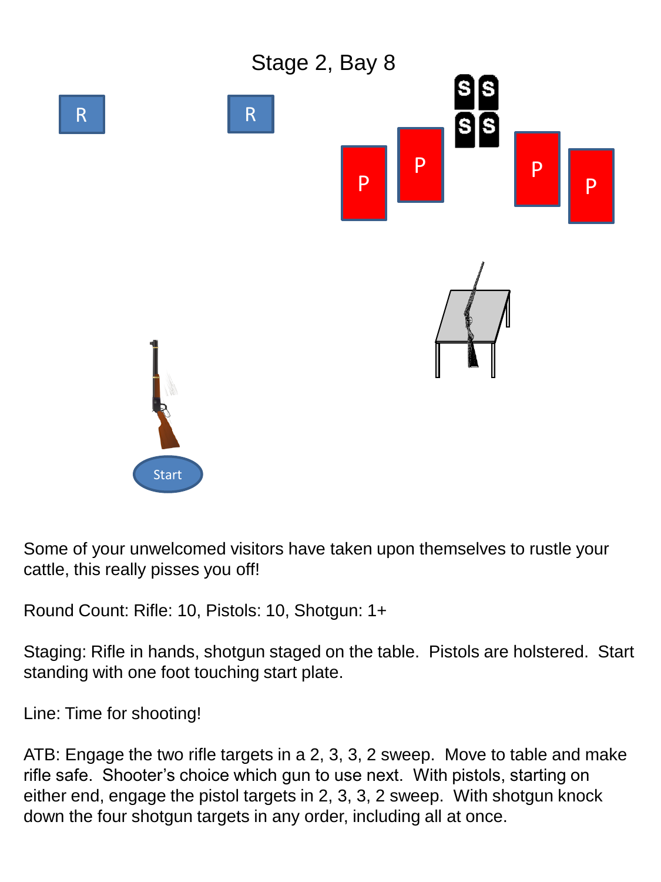# Stage 2, Bay 8

Some of your unwelcomed visitors have taken upon themselves to rustle your cattle, this really pisses you off!

Round Count: Rifle: 10, Pistols: 10, Shotgun: 1+

Staging: Rifle in hands, shotgun staged on the table. Pistols are holstered. Start standing with one foot touching start plate.

Line: Time for shooting!

ATB: Engage the two rifle targets in a 2, 3, 3, 2 sweep. Move to table and make rifle safe. Shooter's choice which gun to use next. With pistols, starting on either end, engage the pistol targets in 2, 3, 3, 2 sweep. With shotgun knock down the four shotgun targets in any order, including all at once.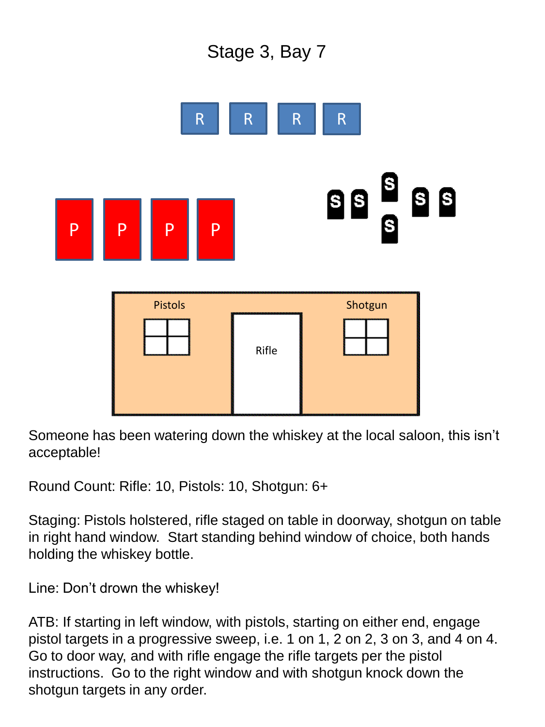# Stage 3, Bay 7

Someone has been watering down the whiskey at the local saloon, this isn't acceptable!

Round Count: Rifle: 10, Pistols: 10, Shotgun: 6+

Staging: Pistols holstered, rifle staged on table in doorway, shotgun on table in right hand window. Start standing behind window of choice, both hands holding the whiskey bottle.

Line: Don't drown the whiskey!

ATB: If starting in left window, with pistols, starting on either end, engage pistol targets in a progressive sweep, i.e. 1 on 1, 2 on 2, 3 on 3, and 4 on 4. Go to door way, and with rifle engage the rifle targets per the pistol instructions. Go to the right window and with shotgun knock down the shotgun targets in any order.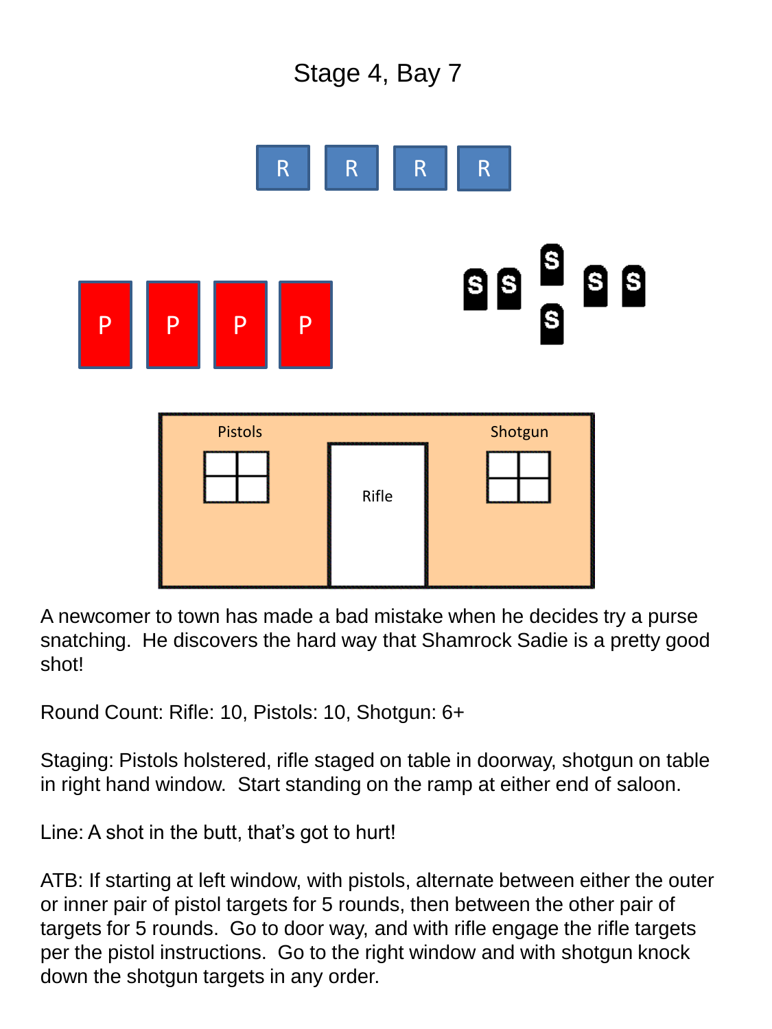# Stage 4, Bay 7

A newcomer to town has made a bad mistake when he decides try a purse snatching. He discovers the hard way that Shamrock Sadie is a pretty good shot!

Round Count: Rifle: 10, Pistols: 10, Shotgun: 6+

Staging: Pistols holstered, rifle staged on table in doorway, shotgun on table in right hand window. Start standing on the ramp at either end of saloon.

Line: A shot in the butt, that's got to hurt!

ATB: If starting at left window, with pistols, alternate between either the outer or inner pair of pistol targets for 5 rounds, then between the other pair of targets for 5 rounds. Go to door way, and with rifle engage the rifle targets per the pistol instructions. Go to the right window and with shotgun knock down the shotgun targets in any order.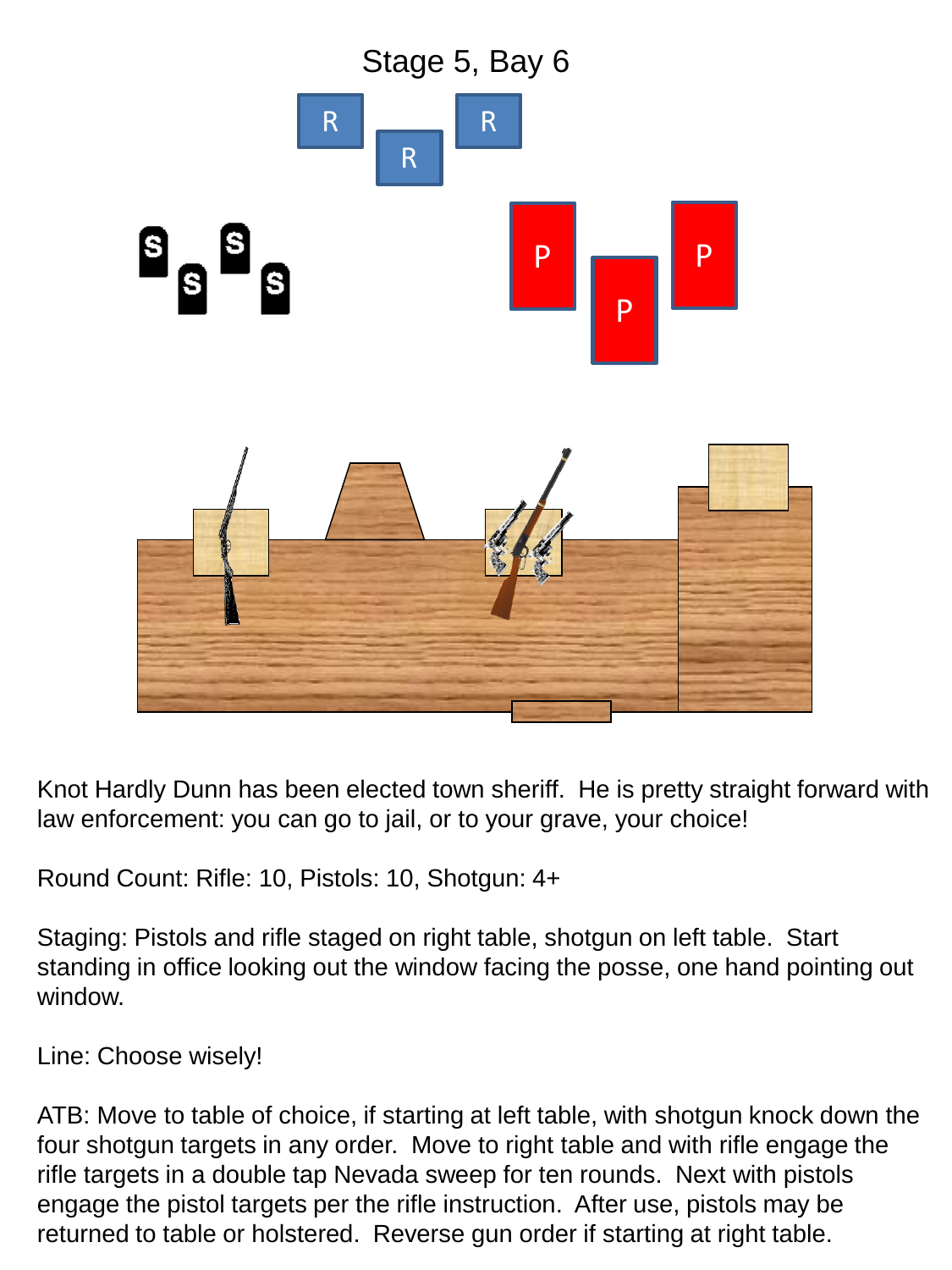# Stage 5, Bay 6

Knot Hardly Dunn has been elected town sheriff. He is pretty straight forward with law enforcement: you can go to jail, or to your grave, your choice!

Round Count: Rifle: 10, Pistols: 10, Shotgun: 4+

Staging: Pistols and rifle staged on right table, shotgun on left table. Start standing in office looking out the window facing the posse, one hand pointing out window.

Line: Choose wisely!

ATB: Move to table of choice, if starting at left table, with shotgun knock down the four shotgun targets in any order. Move to right table and with rifle engage the rifle targets in a double tap Nevada sweep for ten rounds. Next with pistols engage the pistol targets per the rifle instruction. After use, pistols may be returned to table or holstered. Reverse gun order if starting at right table.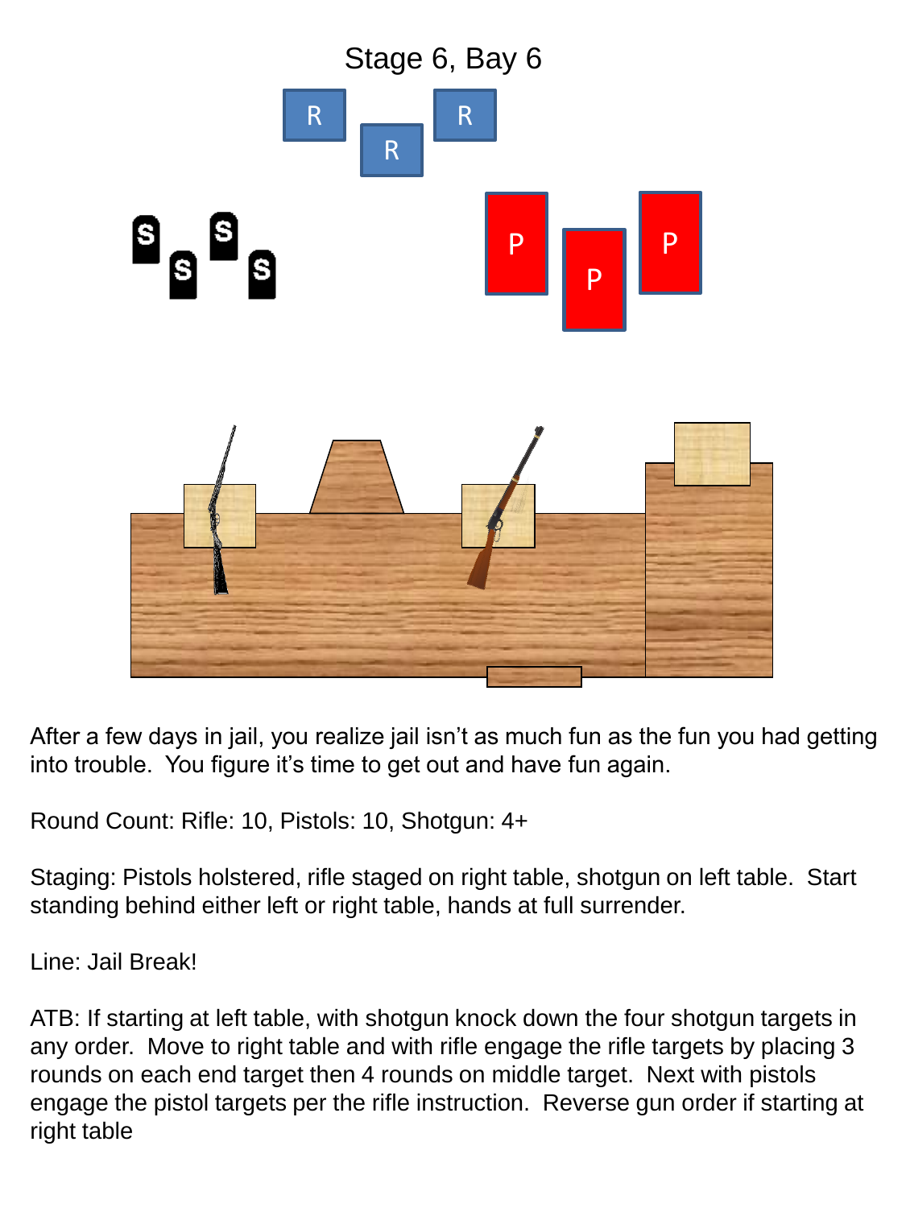# Stage 6, Bay 6

R R R

S S S S

P P P

After a few days in jail, you realize jail isn't as much fun as the fun you had getting into trouble. You figure it's time to get out and have fun again.

Round Count: Rifle: 10, Pistols: 10, Shotgun: 4+

Staging: Pistols holstered, rifle staged on right table, shotgun on left table. Start standing behind either left or right table, hands at full surrender.

Line: Jail Break!

ATB: If starting at left table, with shotgun knock down the four shotgun targets in any order. Move to right table and with rifle engage the rifle targets by placing 3 rounds on each end target then 4 rounds on middle target. Next with pistols engage the pistol targets per the rifle instruction. Reverse gun order if starting at right table